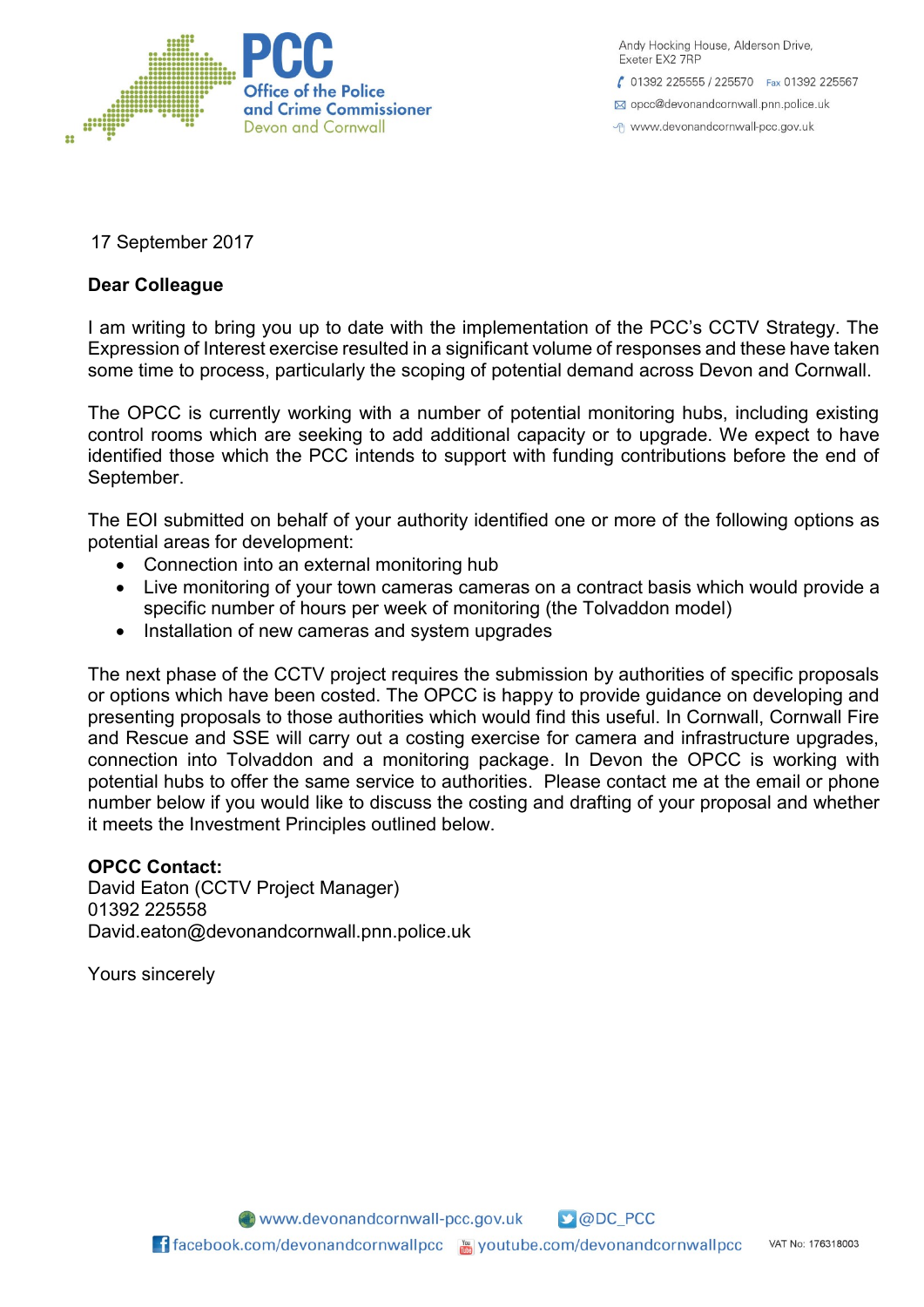Office of the Police and Crime Commissioner Devon and Cornwall

Andy Hocking House, Alderson Drive,
Exeter EX2 7RP
01392 225555 / 225570 Fax 01392 225567
opcc@devonandcornwall.pnn.police.uk
www.devonandcornwall-pcc.gov.uk

17 September 2017

**Dear Colleague**

I am writing to bring you up to date with the implementation of the PCC's CCTV Strategy. The Expression of Interest exercise resulted in a significant volume of responses and these have taken some time to process, particularly the scoping of potential demand across Devon and Cornwall.

The OPCC is currently working with a number of potential monitoring hubs, including existing control rooms which are seeking to add additional capacity or to upgrade. We expect to have identified those which the PCC intends to support with funding contributions before the end of September.

The EOI submitted on behalf of your authority identified one or more of the following options as potential areas for development:

- Connection into an external monitoring hub
- Live monitoring of your town cameras cameras on a contract basis which would provide a specific number of hours per week of monitoring (the Tolvaddon model)
- Installation of new cameras and system upgrades

The next phase of the CCTV project requires the submission by authorities of specific proposals or options which have been costed. The OPCC is happy to provide guidance on developing and presenting proposals to those authorities which would find this useful. In Cornwall, Cornwall Fire and Rescue and SSE will carry out a costing exercise for camera and infrastructure upgrades, connection into Tolvaddon and a monitoring package. In Devon the OPCC is working with potential hubs to offer the same service to authorities. Please contact me at the email or phone number below if you would like to discuss the costing and drafting of your proposal and whether it meets the Investment Principles outlined below.

**OPCC Contact:**
David Eaton (CCTV Project Manager)
01392 225558
David.eaton@devonandcornwall.pnn.police.uk

Yours sincerely

www.devonandcornwall-pcc.gov.uk @DC_PCC
facebook.com/devonandcornwallpcc youtube.com/devonandcornwallpcc VAT No: 176318003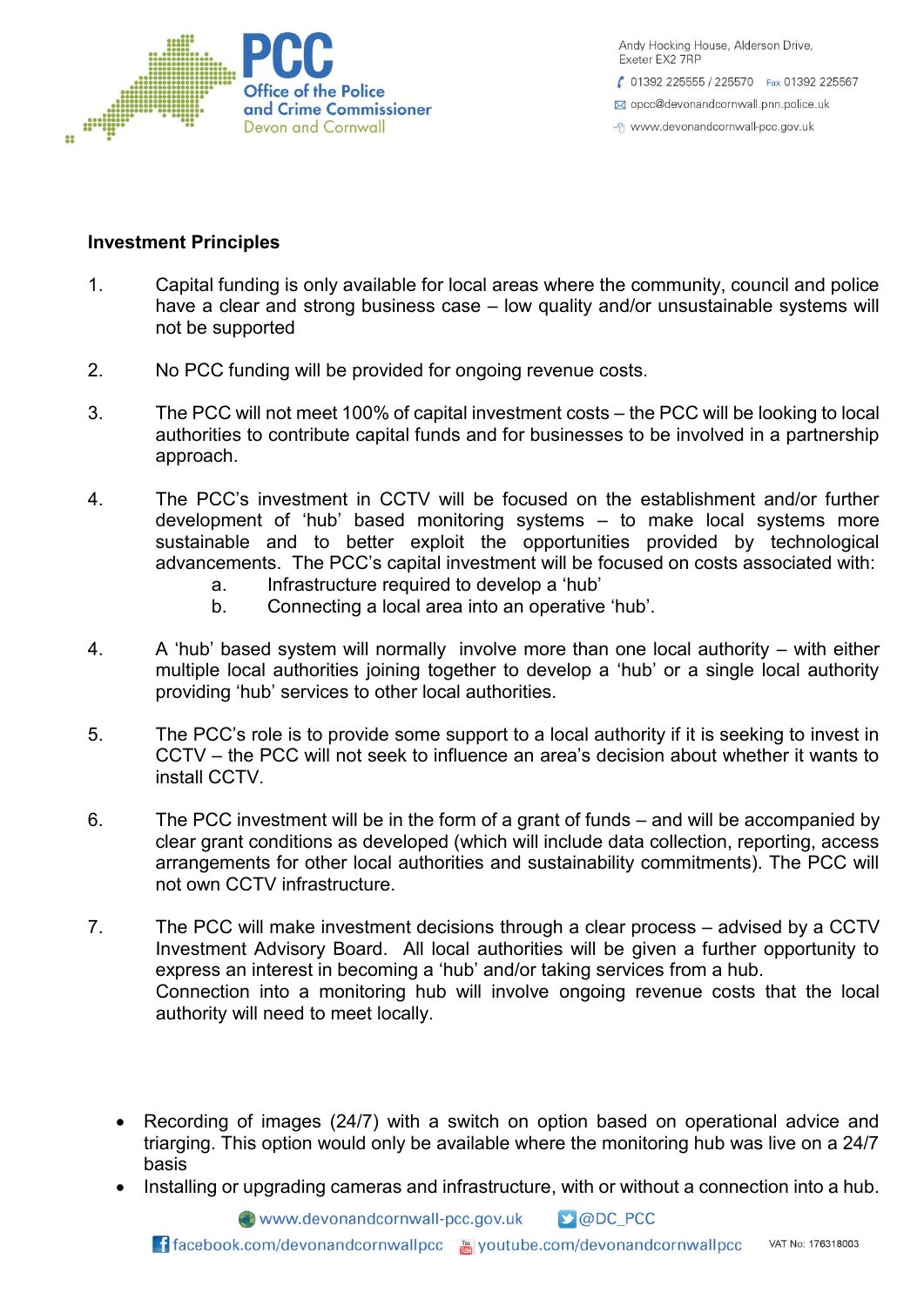**Investment Principles**

1. Capital funding is only available for local areas where the community, council and police have a clear and strong business case – low quality and/or unsustainable systems will not be supported

2. No PCC funding will be provided for ongoing revenue costs.

3. The PCC will not meet 100% of capital investment costs – the PCC will be looking to local authorities to contribute capital funds and for businesses to be involved in a partnership approach.

4. The PCC's investment in CCTV will be focused on the establishment and/or further development of 'hub' based monitoring systems – to make local systems more sustainable and to better exploit the opportunities provided by technological advancements. The PCC's capital investment will be focused on costs associated with:
   a. Infrastructure required to develop a 'hub'
   b. Connecting a local area into an operative 'hub'.

4. A 'hub' based system will normally involve more than one local authority – with either multiple local authorities joining together to develop a 'hub' or a single local authority providing 'hub' services to other local authorities.

5. The PCC's role is to provide some support to a local authority if it is seeking to invest in CCTV – the PCC will not seek to influence an area's decision about whether it wants to install CCTV.

6. The PCC investment will be in the form of a grant of funds – and will be accompanied by clear grant conditions as developed (which will include data collection, reporting, access arrangements for other local authorities and sustainability commitments). The PCC will not own CCTV infrastructure.

7. The PCC will make investment decisions through a clear process – advised by a CCTV Investment Advisory Board. All local authorities will be given a further opportunity to express an interest in becoming a 'hub' and/or taking services from a hub.
   Connection into a monitoring hub will involve ongoing revenue costs that the local authority will need to meet locally.

- Recording of images (24/7) with a switch on option based on operational advice and triarging. This option would only be available where the monitoring hub was live on a 24/7 basis
- Installing or upgrading cameras and infrastructure, with or without a connection into a hub.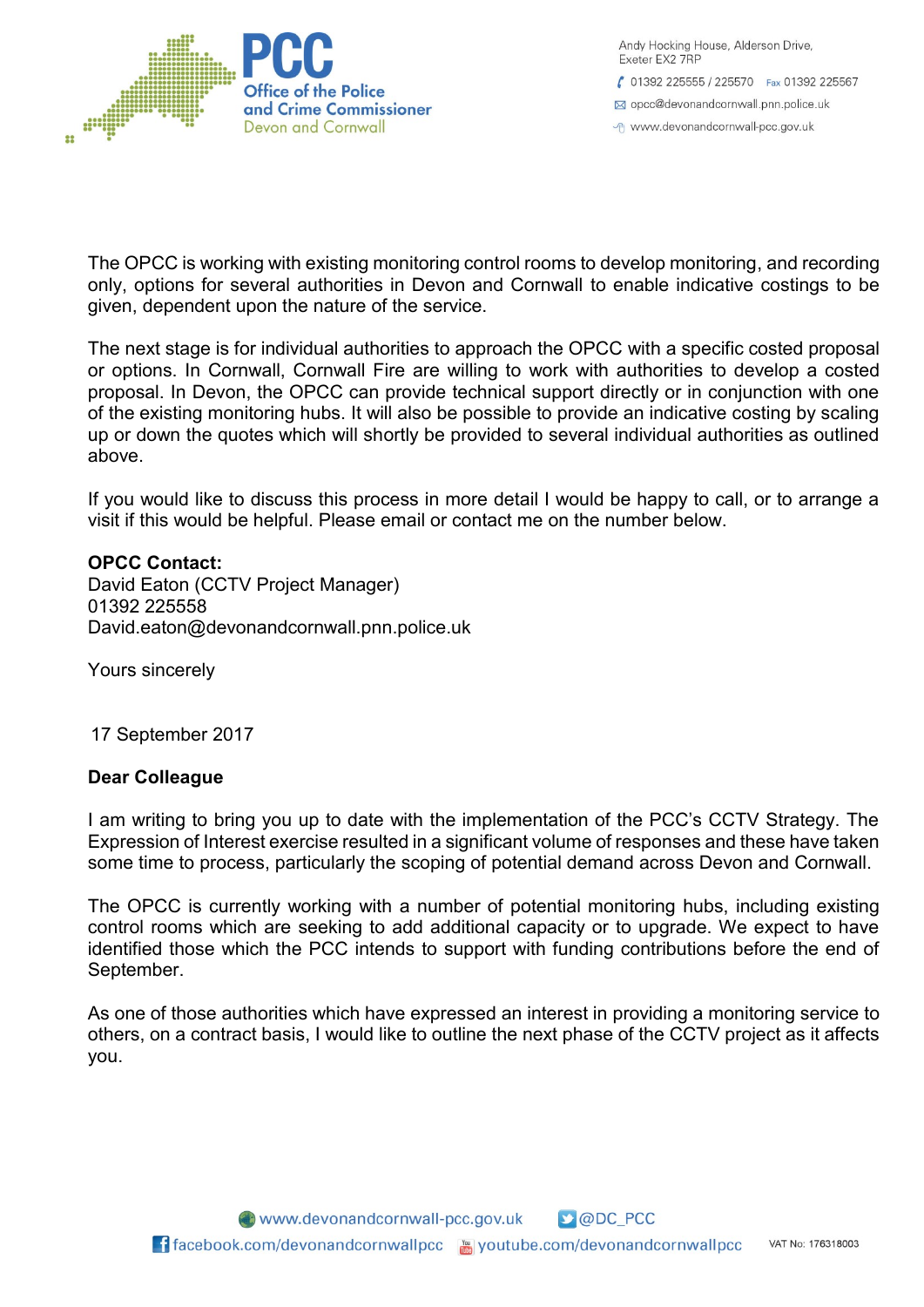The OPCC is working with existing monitoring control rooms to develop monitoring, and recording only, options for several authorities in Devon and Cornwall to enable indicative costings to be given, dependent upon the nature of the service.

The next stage is for individual authorities to approach the OPCC with a specific costed proposal or options. In Cornwall, Cornwall Fire are willing to work with authorities to develop a costed proposal. In Devon, the OPCC can provide technical support directly or in conjunction with one of the existing monitoring hubs. It will also be possible to provide an indicative costing by scaling up or down the quotes which will shortly be provided to several individual authorities as outlined above.

If you would like to discuss this process in more detail I would be happy to call, or to arrange a visit if this would be helpful. Please email or contact me on the number below.

**OPCC Contact:**
David Eaton (CCTV Project Manager)
01392 225558
David.eaton@devonandcornwall.pnn.police.uk

Yours sincerely

17 September 2017

**Dear Colleague**

I am writing to bring you up to date with the implementation of the PCC's CCTV Strategy. The Expression of Interest exercise resulted in a significant volume of responses and these have taken some time to process, particularly the scoping of potential demand across Devon and Cornwall.

The OPCC is currently working with a number of potential monitoring hubs, including existing control rooms which are seeking to add additional capacity or to upgrade. We expect to have identified those which the PCC intends to support with funding contributions before the end of September.

As one of those authorities which have expressed an interest in providing a monitoring service to others, on a contract basis, I would like to outline the next phase of the CCTV project as it affects you.